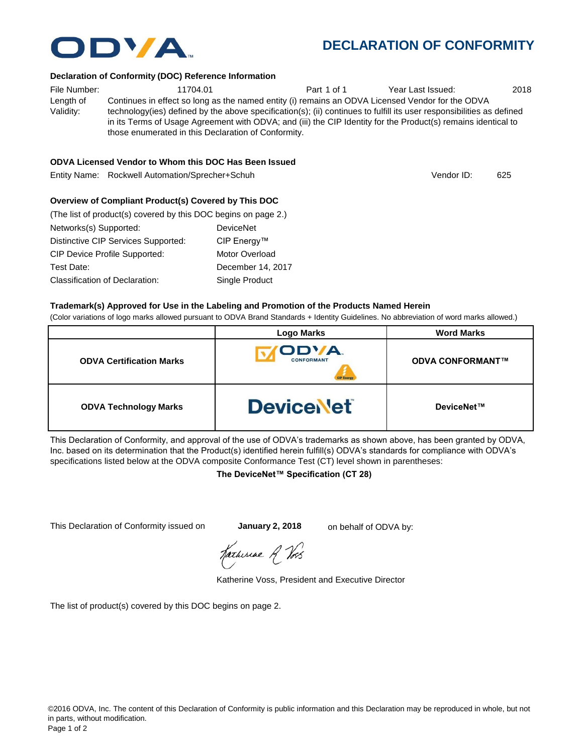# DECLARATION OF CONFORMITY

**Declaration of Conformity (DOC) Reference Information**

File Number: 11704.01 Part 1 of 1 Year Last Issued: 2018

Length of Validity: Continues in effect so long as the named entity (i) remains an ODVA Licensed Vendor for the ODVA technology(ies) defined by the above specification(s); (ii) continues to fulfill its user responsibilities as defined in its Terms of Usage Agreement with ODVA; and (iii) the CIP Identity for the Product(s) remains identical to those enumerated in this Declaration of Conformity.

**ODVA Licensed Vendor to Whom this DOC Has Been Issued**

Entity Name: Rockwell Automation/Sprecher+Schuh Vendor ID: 625

**Overview of Compliant Product(s) Covered by This DOC**

(The list of product(s) covered by this DOC begins on page 2.)

Networks(s) Supported: DeviceNet

Distinctive CIP Services Supported: CIP Energy™

CIP Device Profile Supported: Motor Overload

Test Date: December 14, 2017

Classification of Declaration: Single Product

**Trademark(s) Approved for Use in the Labeling and Promotion of the Products Named Herein**

(Color variations of logo marks allowed pursuant to ODVA Brand Standards + Identity Guidelines. No abbreviation of word marks allowed.)

| | Logo Marks | Word Marks |
|---|---|---|
| **ODVA Certification Marks** | ODVA CONFORMANT (CIP Energy) | **ODVA CONFORMANT™** |
| **ODVA Technology Marks** | DeviceNet | **DeviceNet™** |

This Declaration of Conformity, and approval of the use of ODVA's trademarks as shown above, has been granted by ODVA, Inc. based on its determination that the Product(s) identified herein fulfill(s) ODVA's standards for compliance with ODVA's specifications listed below at the ODVA composite Conformance Test (CT) level shown in parentheses:

**The DeviceNet™ Specification (CT 28)**

This Declaration of Conformity issued on **January 2, 2018** on behalf of ODVA by:

Katherine Voss, President and Executive Director

The list of product(s) covered by this DOC begins on page 2.

©2016 ODVA, Inc. The content of this Declaration of Conformity is public information and this Declaration may be reproduced in whole, but not in parts, without modification.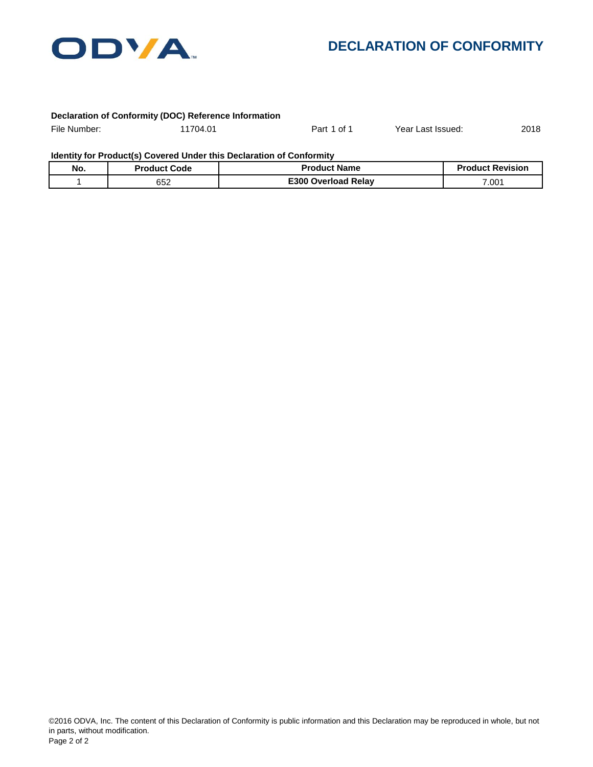# DECLARATION OF CONFORMITY

**Declaration of Conformity (DOC) Reference Information**

| | | | | |
|---|---|---|---|---|
| File Number: | 11704.01 | Part 1 of 1 | Year Last Issued: | 2018 |

**Identity for Product(s) Covered Under this Declaration of Conformity**

| No. | Product Code | Product Name | Product Revision |
|---|---|---|---|
| 1 | 652 | **E300 Overload Relay** | 7.001 |

©2016 ODVA, Inc. The content of this Declaration of Conformity is public information and this Declaration may be reproduced in whole, but not in parts, without modification.